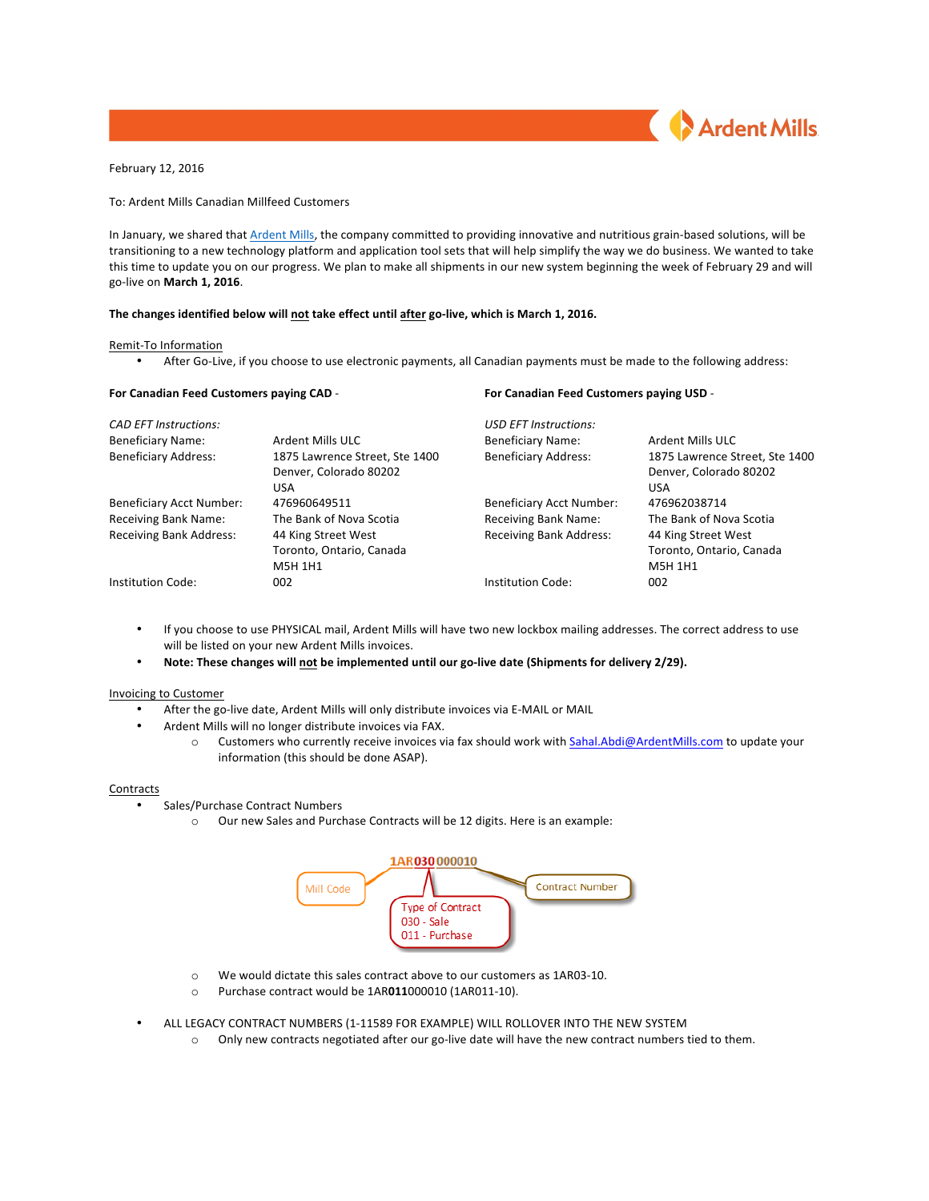February 12, 2016

To: Ardent Mills Canadian Millfeed Customers

In January, we shared that Ardent Mills, the company committed to providing innovative and nutritious grain-based solutions, will be transitioning to a new technology platform and application tool sets that will help simplify the way we do business. We wanted to take this time to update you on our progress. We plan to make all shipments in our new system beginning the week of February 29 and will go-live on **March 1, 2016**.

**The changes identified below will not take effect until after go-live, which is March 1, 2016.**

Remit-To Information

- After Go-Live, if you choose to use electronic payments, all Canadian payments must be made to the following address:

**For Canadian Feed Customers paying CAD -**

*CAD EFT Instructions:*

| | |
|---|---|
| Beneficiary Name: | Ardent Mills ULC |
| Beneficiary Address: | 1875 Lawrence Street, Ste 1400<br>Denver, Colorado 80202<br>USA |
| Beneficiary Acct Number: | 476960649511 |
| Receiving Bank Name: | The Bank of Nova Scotia |
| Receiving Bank Address: | 44 King Street West<br>Toronto, Ontario, Canada<br>M5H 1H1 |
| Institution Code: | 002 |

**For Canadian Feed Customers paying USD -**

*USD EFT Instructions:*

| | |
|---|---|
| Beneficiary Name: | Ardent Mills ULC |
| Beneficiary Address: | 1875 Lawrence Street, Ste 1400<br>Denver, Colorado 80202<br>USA |
| Beneficiary Acct Number: | 476962038714 |
| Receiving Bank Name: | The Bank of Nova Scotia |
| Receiving Bank Address: | 44 King Street West<br>Toronto, Ontario, Canada<br>M5H 1H1 |
| Institution Code: | 002 |

- If you choose to use PHYSICAL mail, Ardent Mills will have two new lockbox mailing addresses. The correct address to use will be listed on your new Ardent Mills invoices.
- **Note: These changes will not be implemented until our go-live date (Shipments for delivery 2/29).**

Invoicing to Customer

- After the go-live date, Ardent Mills will only distribute invoices via E-MAIL or MAIL
- Ardent Mills will no longer distribute invoices via FAX.
  - Customers who currently receive invoices via fax should work with Sahal.Abdi@ArdentMills.com to update your information (this should be done ASAP).

Contracts

- Sales/Purchase Contract Numbers
  - Our new Sales and Purchase Contracts will be 12 digits. Here is an example:

1AR030000010

- Mill Code: 1AR
- Type of Contract: 030 - Sale; 011 - Purchase
- Contract Number: 000010

  - We would dictate this sales contract above to our customers as 1AR03-10.
  - Purchase contract would be 1AR**011**000010 (1AR011-10).

- ALL LEGACY CONTRACT NUMBERS (1-11589 FOR EXAMPLE) WILL ROLLOVER INTO THE NEW SYSTEM
  - Only new contracts negotiated after our go-live date will have the new contract numbers tied to them.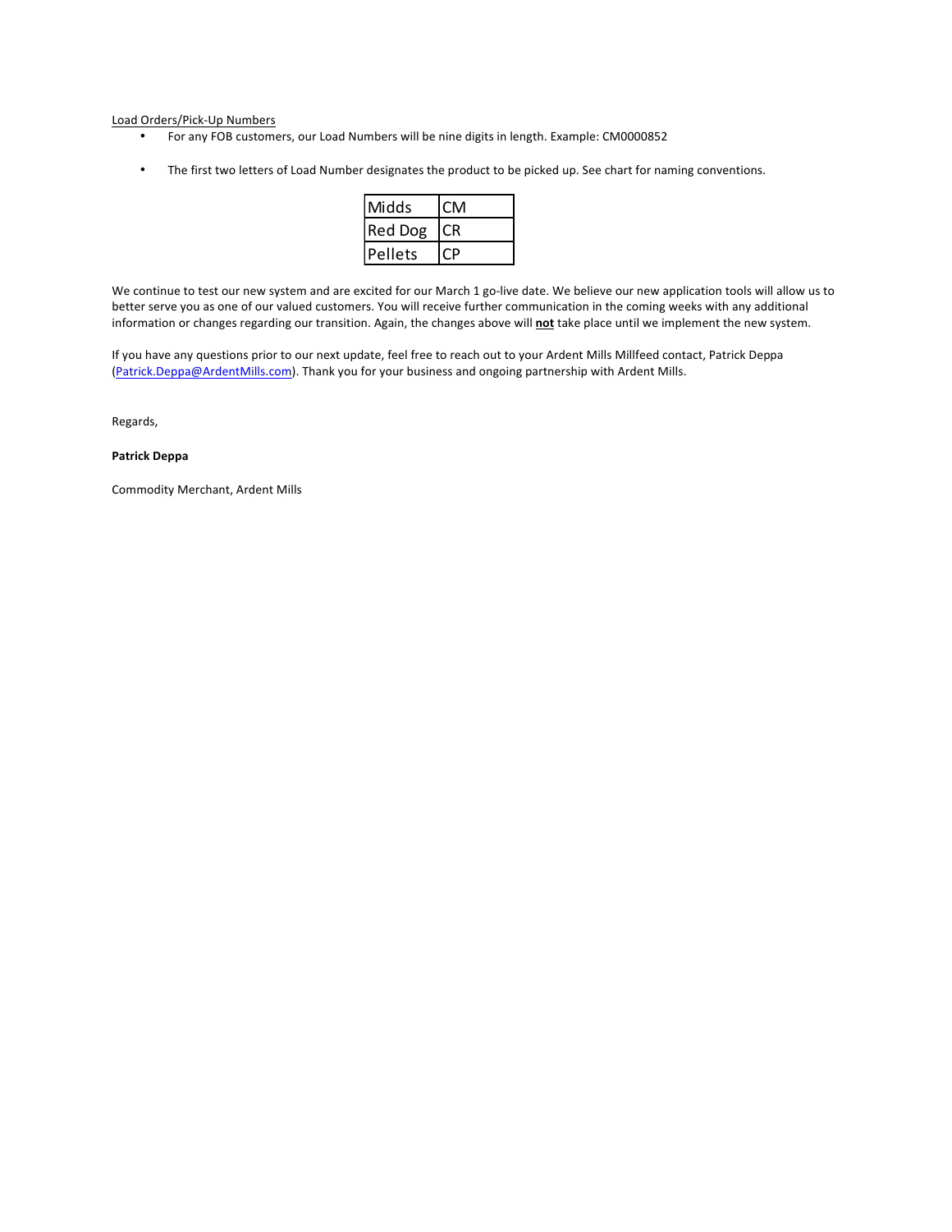Load Orders/Pick-Up Numbers

- For any FOB customers, our Load Numbers will be nine digits in length. Example: CM0000852
- The first two letters of Load Number designates the product to be picked up. See chart for naming conventions.

| | |
|---|---|
| Midds | CM |
| Red Dog | CR |
| Pellets | CP |

We continue to test our new system and are excited for our March 1 go-live date. We believe our new application tools will allow us to better serve you as one of our valued customers. You will receive further communication in the coming weeks with any additional information or changes regarding our transition. Again, the changes above will **not** take place until we implement the new system.

If you have any questions prior to our next update, feel free to reach out to your Ardent Mills Millfeed contact, Patrick Deppa (Patrick.Deppa@ArdentMills.com). Thank you for your business and ongoing partnership with Ardent Mills.

Regards,

**Patrick Deppa**

Commodity Merchant, Ardent Mills